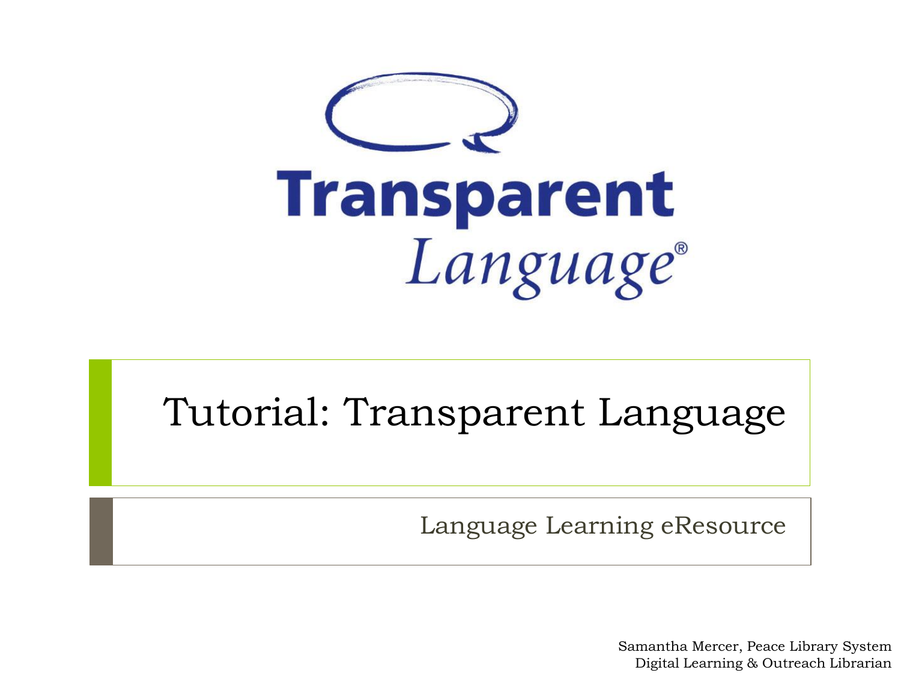Transparent *Language*®

# Tutorial: Transparent Language

## Language Learning eResource

Samantha Mercer, Peace Library System
Digital Learning & Outreach Librarian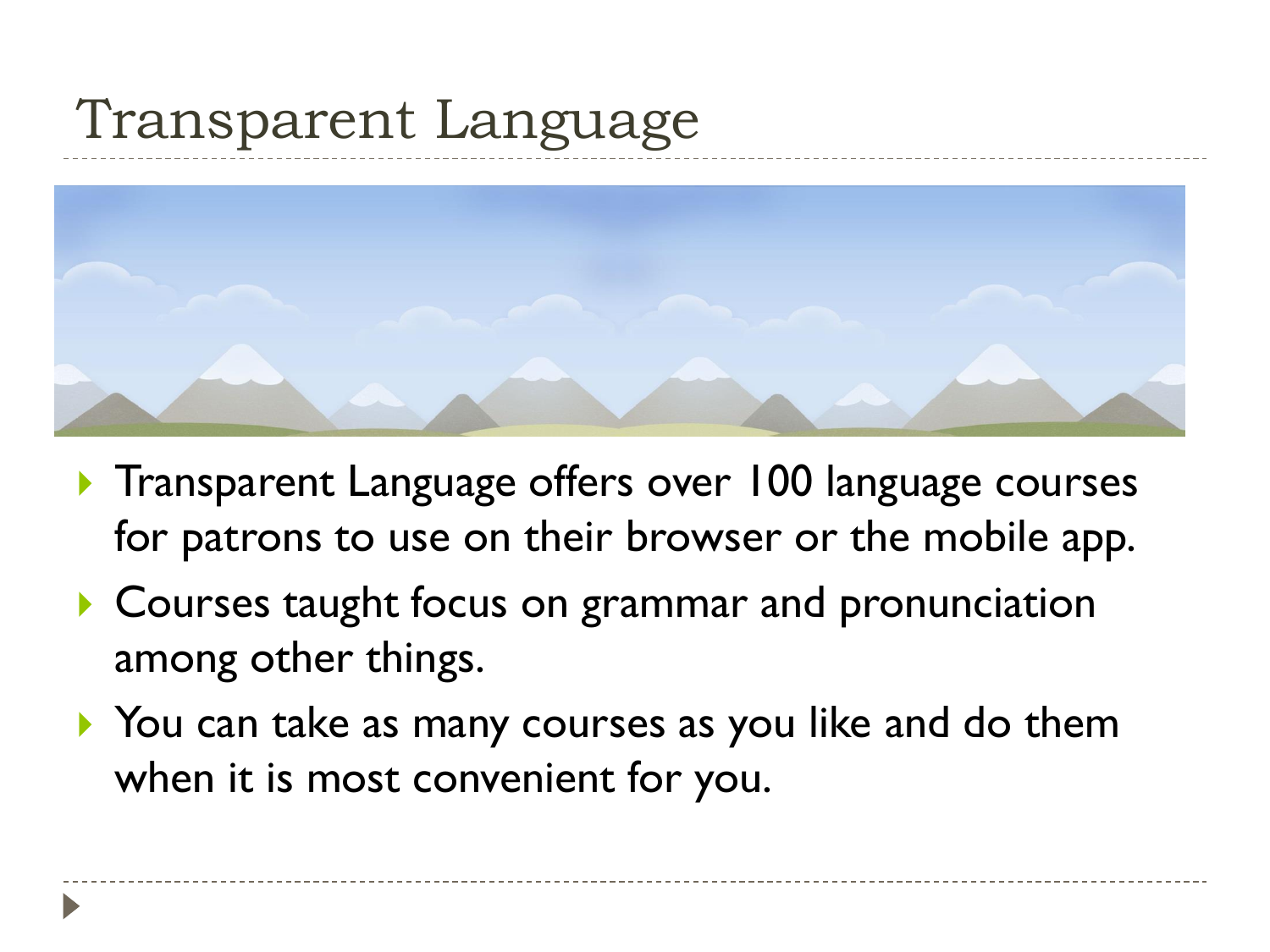# Transparent Language

- Transparent Language offers over 100 language courses for patrons to use on their browser or the mobile app.
- Courses taught focus on grammar and pronunciation among other things.
- You can take as many courses as you like and do them when it is most convenient for you.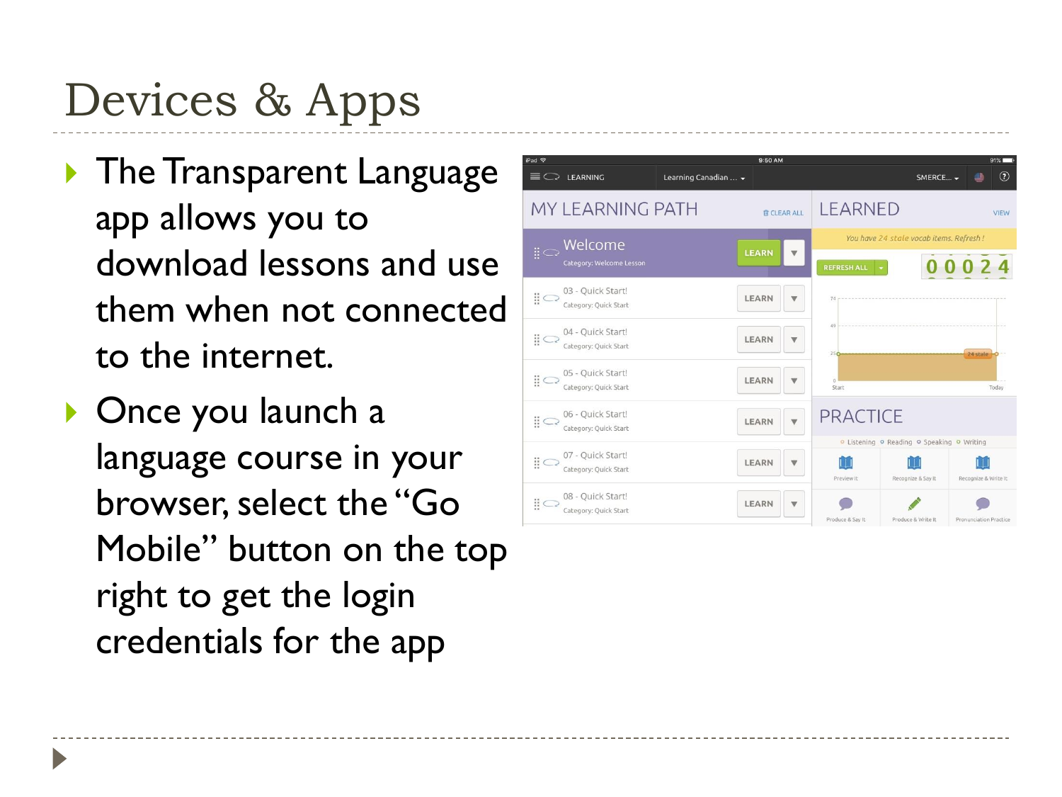# Devices & Apps

- The Transparent Language app allows you to download lessons and use them when not connected to the internet.
- Once you launch a language course in your browser, select the "Go Mobile" button on the top right to get the login credentials for the app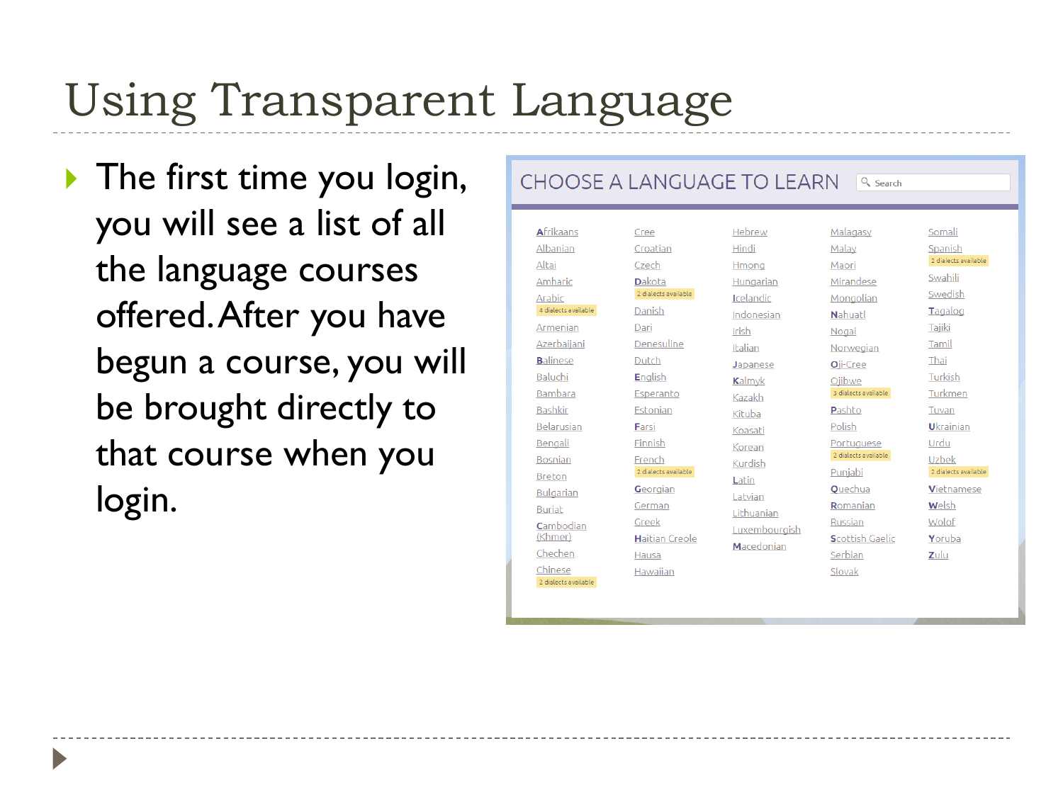# Using Transparent Language

- The first time you login, you will see a list of all the language courses offered. After you have begun a course, you will be brought directly to that course when you login.

CHOOSE A LANGUAGE TO LEARN

Search

Afrikaans
Albanian
Altai
Amharic
Arabic
4 dialects available
Armenian
Azerbaijani
Balinese
Baluchi
Bambara
Bashkir
Belarusian
Bengali
Bosnian
Breton
Bulgarian
Buriat
Cambodian (Khmer)
Chechen
Chinese
2 dialects available
Cree
Croatian
Czech
Dakota
2 dialects available
Danish
Dari
Denesuline
Dutch
English
Esperanto
Estonian
Farsi
Finnish
French
2 dialects available
Georgian
German
Greek
Haitian Creole
Hausa
Hawaiian
Hebrew
Hindi
Hmong
Hungarian
Icelandic
Indonesian
Irish
Italian
Japanese
Kalmyk
Kazakh
Kituba
Koasati
Korean
Kurdish
Latin
Latvian
Lithuanian
Luxembourgish
Macedonian
Malagasy
Malay
Maori
Mirandese
Mongolian
Nahuatl
Nogai
Norwegian
Oji-Cree
Ojibwe
3 dialects available
Pashto
Polish
Portuguese
2 dialects available
Punjabi
Quechua
Romanian
Russian
Scottish Gaelic
Serbian
Slovak
Somali
Spanish
2 dialects available
Swahili
Swedish
Tagalog
Tajiki
Tamil
Thai
Turkish
Turkmen
Tuvan
Ukrainian
Urdu
Uzbek
2 dialects available
Vietnamese
Welsh
Wolof
Yoruba
Zulu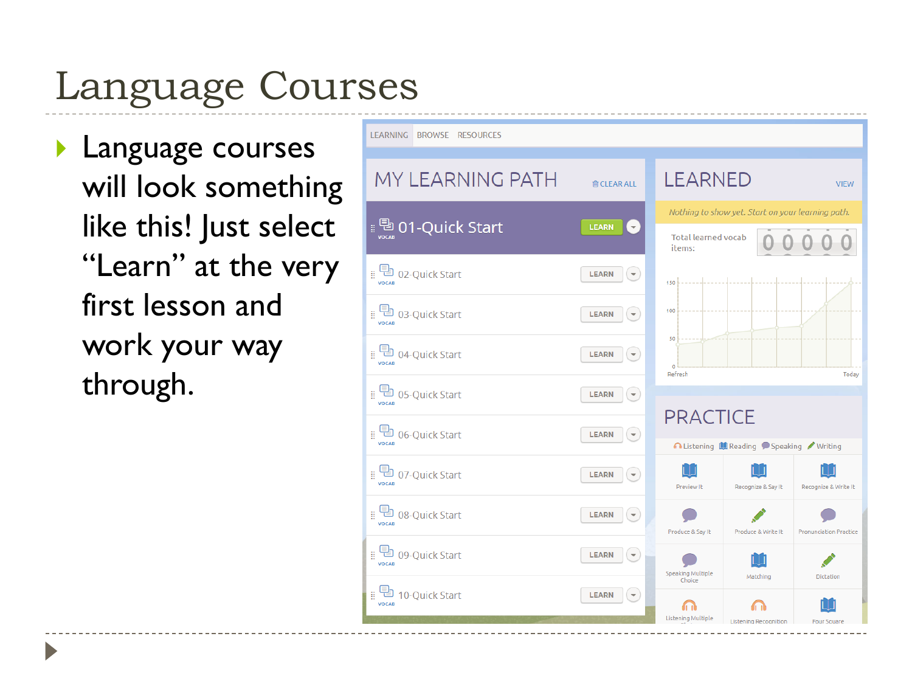# Language Courses

- Language courses will look something like this! Just select "Learn" at the very first lesson and work your way through.

LEARNING BROWSE RESOURCES

MY LEARNING PATH CLEAR ALL

- 01-Quick Start LEARN
- 02-Quick Start LEARN
- 03-Quick Start LEARN
- 04-Quick Start LEARN
- 05-Quick Start LEARN
- 06-Quick Start LEARN
- 07-Quick Start LEARN
- 08-Quick Start LEARN
- 09-Quick Start LEARN
- 10-Quick Start LEARN

LEARNED VIEW

*Nothing to show yet. Start on your learning path.*

Total learned vocab items: 0 0 0 0 0

150
100
50
0
Refresh
Today

PRACTICE

Listening Reading Speaking Writing

Preview It
Recognize & Say It
Recognize & Write It
Produce & Say It
Produce & Write It
Pronunciation Practice
Speaking Multiple Choice
Matching
Dictation
Listening Multiple
Listening Recognition
Four Square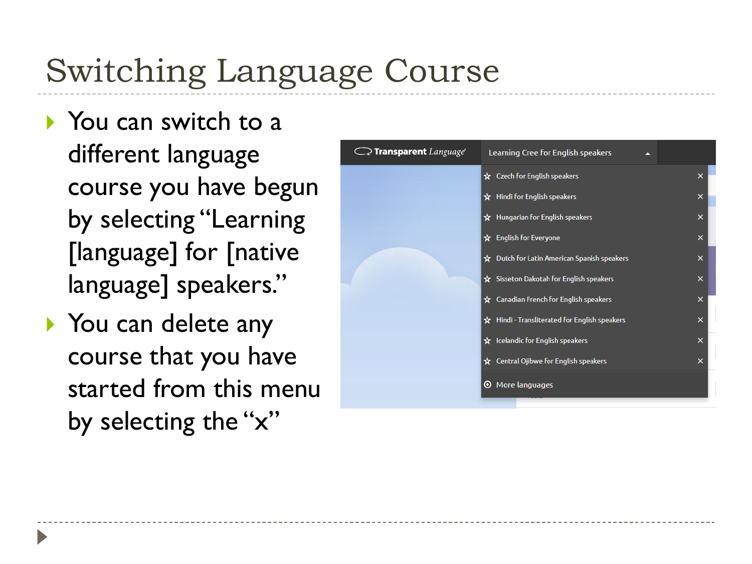# Switching Language Course

- You can switch to a different language course you have begun by selecting "Learning [language] for [native language] speakers."
- You can delete any course that you have started from this menu by selecting the "x"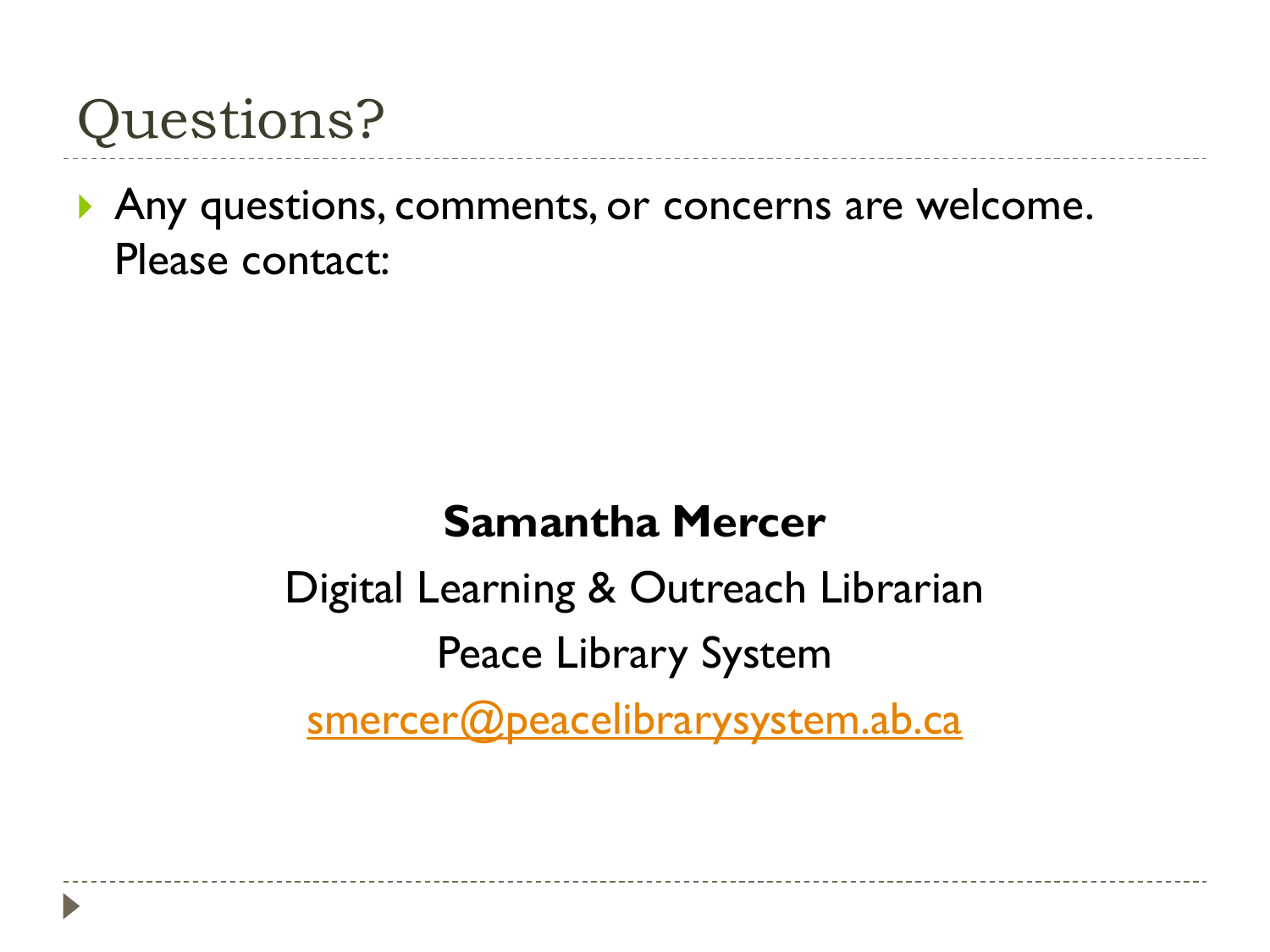# Questions?

- Any questions, comments, or concerns are welcome. Please contact:

**Samantha Mercer**

Digital Learning & Outreach Librarian

Peace Library System

smercer@peacelibrarysystem.ab.ca